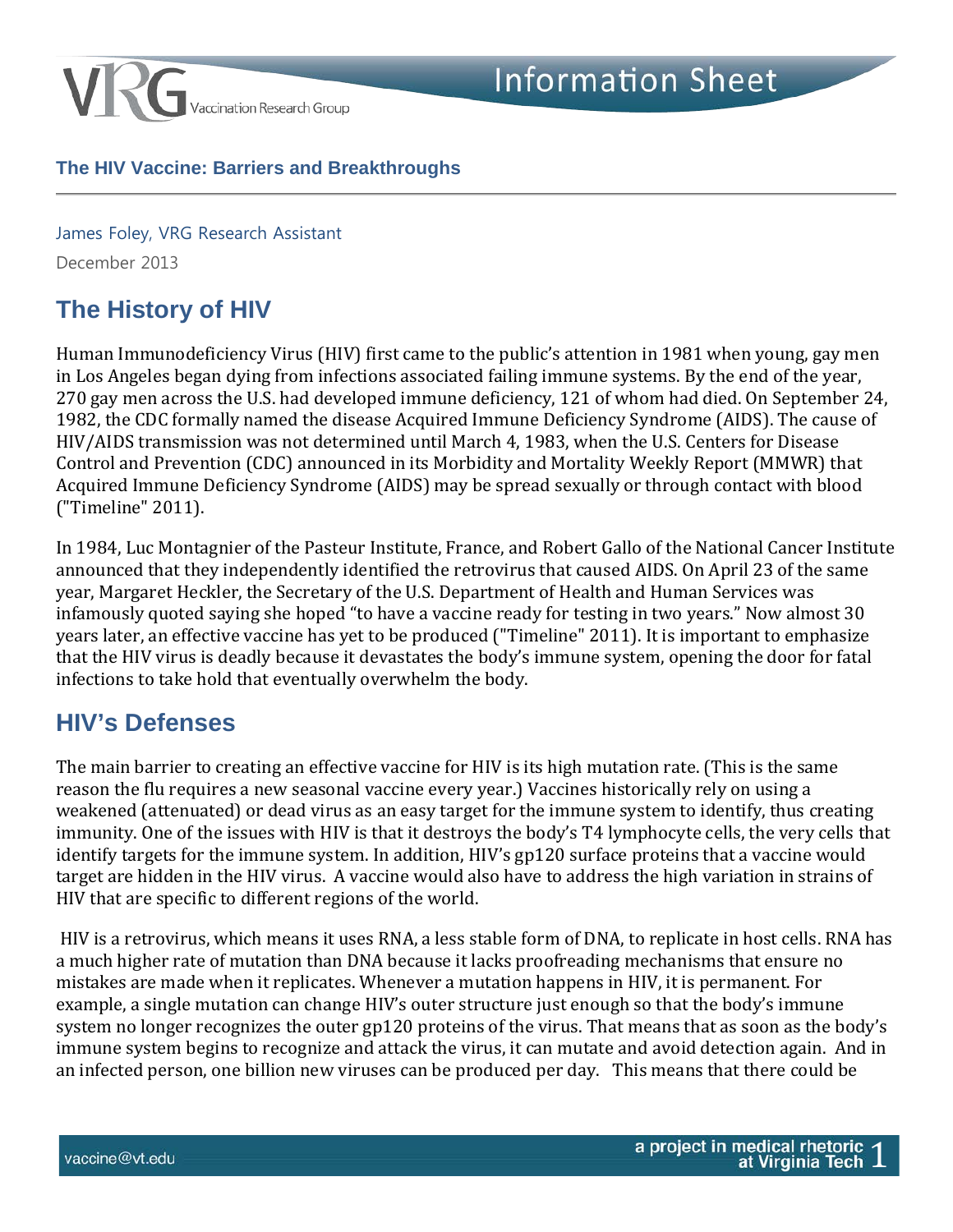## The HIV Vaccine: Barriers and Breakthroughs

James Foley, VRG Research Assistant

December 2013

# The History of HIV

Human Immunodeficiency Virus (HIV) first came to the public's attention in 1981 when young, gay men in Los Angeles began dying from infections associated failing immune systems. By the end of the year, 270 gay men across the U.S. had developed immune deficiency, 121 of whom had died. On September 24, 1982, the CDC formally named the disease Acquired Immune Deficiency Syndrome (AIDS). The cause of HIV/AIDS transmission was not determined until March 4, 1983, when the U.S. Centers for Disease Control and Prevention (CDC) announced in its Morbidity and Mortality Weekly Report (MMWR) that Acquired Immune Deficiency Syndrome (AIDS) may be spread sexually or through contact with blood ("Timeline" 2011).

In 1984, Luc Montagnier of the Pasteur Institute, France, and Robert Gallo of the National Cancer Institute announced that they independently identified the retrovirus that caused AIDS. On April 23 of the same year, Margaret Heckler, the Secretary of the U.S. Department of Health and Human Services was infamously quoted saying she hoped "to have a vaccine ready for testing in two years." Now almost 30 years later, an effective vaccine has yet to be produced ("Timeline" 2011). It is important to emphasize that the HIV virus is deadly because it devastates the body's immune system, opening the door for fatal infections to take hold that eventually overwhelm the body.

# HIV's Defenses

The main barrier to creating an effective vaccine for HIV is its high mutation rate. (This is the same reason the flu requires a new seasonal vaccine every year.) Vaccines historically rely on using a weakened (attenuated) or dead virus as an easy target for the immune system to identify, thus creating immunity. One of the issues with HIV is that it destroys the body's T4 lymphocyte cells, the very cells that identify targets for the immune system. In addition, HIV's gp120 surface proteins that a vaccine would target are hidden in the HIV virus. A vaccine would also have to address the high variation in strains of HIV that are specific to different regions of the world.

HIV is a retrovirus, which means it uses RNA, a less stable form of DNA, to replicate in host cells. RNA has a much higher rate of mutation than DNA because it lacks proofreading mechanisms that ensure no mistakes are made when it replicates. Whenever a mutation happens in HIV, it is permanent. For example, a single mutation can change HIV's outer structure just enough so that the body's immune system no longer recognizes the outer gp120 proteins of the virus. That means that as soon as the body's immune system begins to recognize and attack the virus, it can mutate and avoid detection again. And in an infected person, one billion new viruses can be produced per day. This means that there could be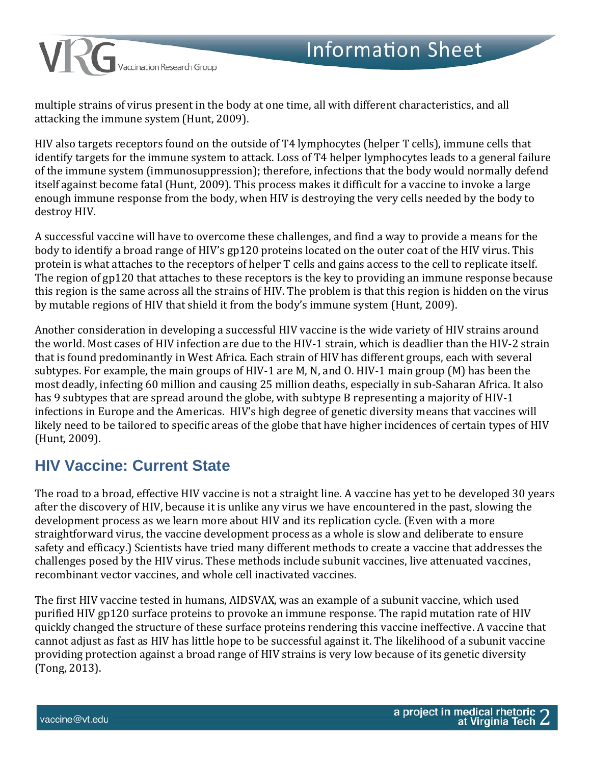multiple strains of virus present in the body at one time, all with different characteristics, and all attacking the immune system (Hunt, 2009).

HIV also targets receptors found on the outside of T4 lymphocytes (helper T cells), immune cells that identify targets for the immune system to attack. Loss of T4 helper lymphocytes leads to a general failure of the immune system (immunosuppression); therefore, infections that the body would normally defend itself against become fatal (Hunt, 2009). This process makes it difficult for a vaccine to invoke a large enough immune response from the body, when HIV is destroying the very cells needed by the body to destroy HIV.

A successful vaccine will have to overcome these challenges, and find a way to provide a means for the body to identify a broad range of HIV's gp120 proteins located on the outer coat of the HIV virus. This protein is what attaches to the receptors of helper T cells and gains access to the cell to replicate itself. The region of gp120 that attaches to these receptors is the key to providing an immune response because this region is the same across all the strains of HIV. The problem is that this region is hidden on the virus by mutable regions of HIV that shield it from the body's immune system (Hunt, 2009).

Another consideration in developing a successful HIV vaccine is the wide variety of HIV strains around the world. Most cases of HIV infection are due to the HIV-1 strain, which is deadlier than the HIV-2 strain that is found predominantly in West Africa. Each strain of HIV has different groups, each with several subtypes. For example, the main groups of HIV-1 are M, N, and O. HIV-1 main group (M) has been the most deadly, infecting 60 million and causing 25 million deaths, especially in sub-Saharan Africa. It also has 9 subtypes that are spread around the globe, with subtype B representing a majority of HIV-1 infections in Europe and the Americas. HIV's high degree of genetic diversity means that vaccines will likely need to be tailored to specific areas of the globe that have higher incidences of certain types of HIV (Hunt, 2009).

## HIV Vaccine: Current State

The road to a broad, effective HIV vaccine is not a straight line. A vaccine has yet to be developed 30 years after the discovery of HIV, because it is unlike any virus we have encountered in the past, slowing the development process as we learn more about HIV and its replication cycle. (Even with a more straightforward virus, the vaccine development process as a whole is slow and deliberate to ensure safety and efficacy.) Scientists have tried many different methods to create a vaccine that addresses the challenges posed by the HIV virus. These methods include subunit vaccines, live attenuated vaccines, recombinant vector vaccines, and whole cell inactivated vaccines.

The first HIV vaccine tested in humans, AIDSVAX, was an example of a subunit vaccine, which used purified HIV gp120 surface proteins to provoke an immune response. The rapid mutation rate of HIV quickly changed the structure of these surface proteins rendering this vaccine ineffective. A vaccine that cannot adjust as fast as HIV has little hope to be successful against it. The likelihood of a subunit vaccine providing protection against a broad range of HIV strains is very low because of its genetic diversity (Tong, 2013).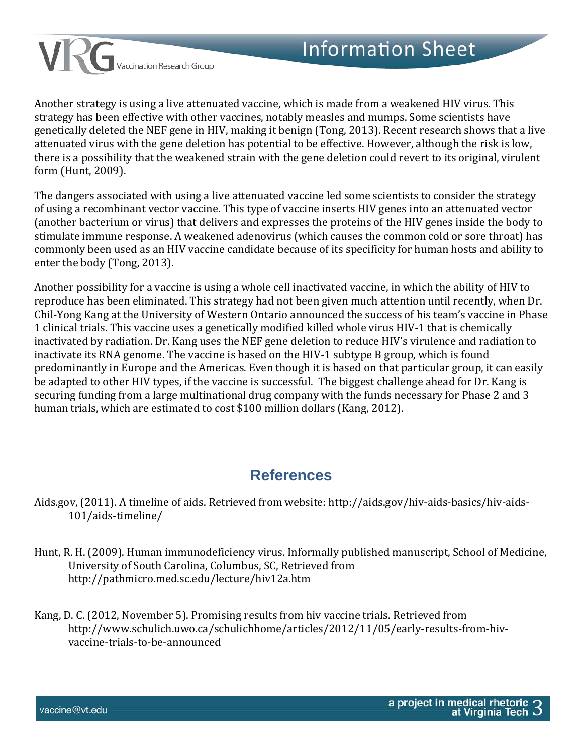Another strategy is using a live attenuated vaccine, which is made from a weakened HIV virus. This strategy has been effective with other vaccines, notably measles and mumps. Some scientists have genetically deleted the NEF gene in HIV, making it benign (Tong, 2013). Recent research shows that a live attenuated virus with the gene deletion has potential to be effective. However, although the risk is low, there is a possibility that the weakened strain with the gene deletion could revert to its original, virulent form (Hunt, 2009).

The dangers associated with using a live attenuated vaccine led some scientists to consider the strategy of using a recombinant vector vaccine. This type of vaccine inserts HIV genes into an attenuated vector (another bacterium or virus) that delivers and expresses the proteins of the HIV genes inside the body to stimulate immune response. A weakened adenovirus (which causes the common cold or sore throat) has commonly been used as an HIV vaccine candidate because of its specificity for human hosts and ability to enter the body (Tong, 2013).

Another possibility for a vaccine is using a whole cell inactivated vaccine, in which the ability of HIV to reproduce has been eliminated. This strategy had not been given much attention until recently, when Dr. Chil-Yong Kang at the University of Western Ontario announced the success of his team's vaccine in Phase 1 clinical trials. This vaccine uses a genetically modified killed whole virus HIV-1 that is chemically inactivated by radiation. Dr. Kang uses the NEF gene deletion to reduce HIV's virulence and radiation to inactivate its RNA genome. The vaccine is based on the HIV-1 subtype B group, which is found predominantly in Europe and the Americas. Even though it is based on that particular group, it can easily be adapted to other HIV types, if the vaccine is successful. The biggest challenge ahead for Dr. Kang is securing funding from a large multinational drug company with the funds necessary for Phase 2 and 3 human trials, which are estimated to cost $100 million dollars (Kang, 2012).

## References

Aids.gov, (2011). A timeline of aids. Retrieved from website: http://aids.gov/hiv-aids-basics/hiv-aids-101/aids-timeline/

Hunt, R. H. (2009). Human immunodeficiency virus. Informally published manuscript, School of Medicine, University of South Carolina, Columbus, SC, Retrieved from http://pathmicro.med.sc.edu/lecture/hiv12a.htm

Kang, D. C. (2012, November 5). Promising results from hiv vaccine trials. Retrieved from http://www.schulich.uwo.ca/schulichhome/articles/2012/11/05/early-results-from-hiv-vaccine-trials-to-be-announced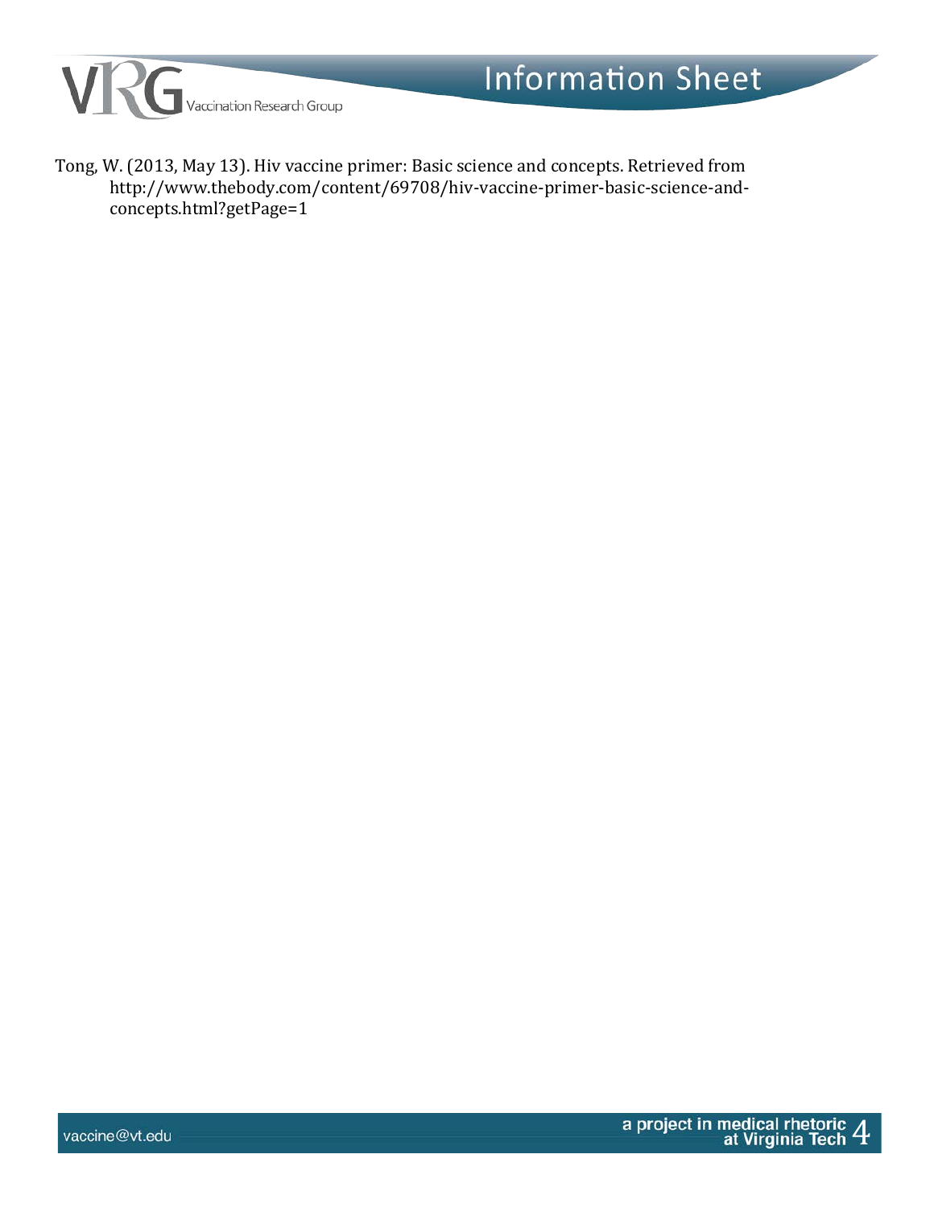Tong, W. (2013, May 13). Hiv vaccine primer: Basic science and concepts. Retrieved from http://www.thebody.com/content/69708/hiv-vaccine-primer-basic-science-and-concepts.html?getPage=1